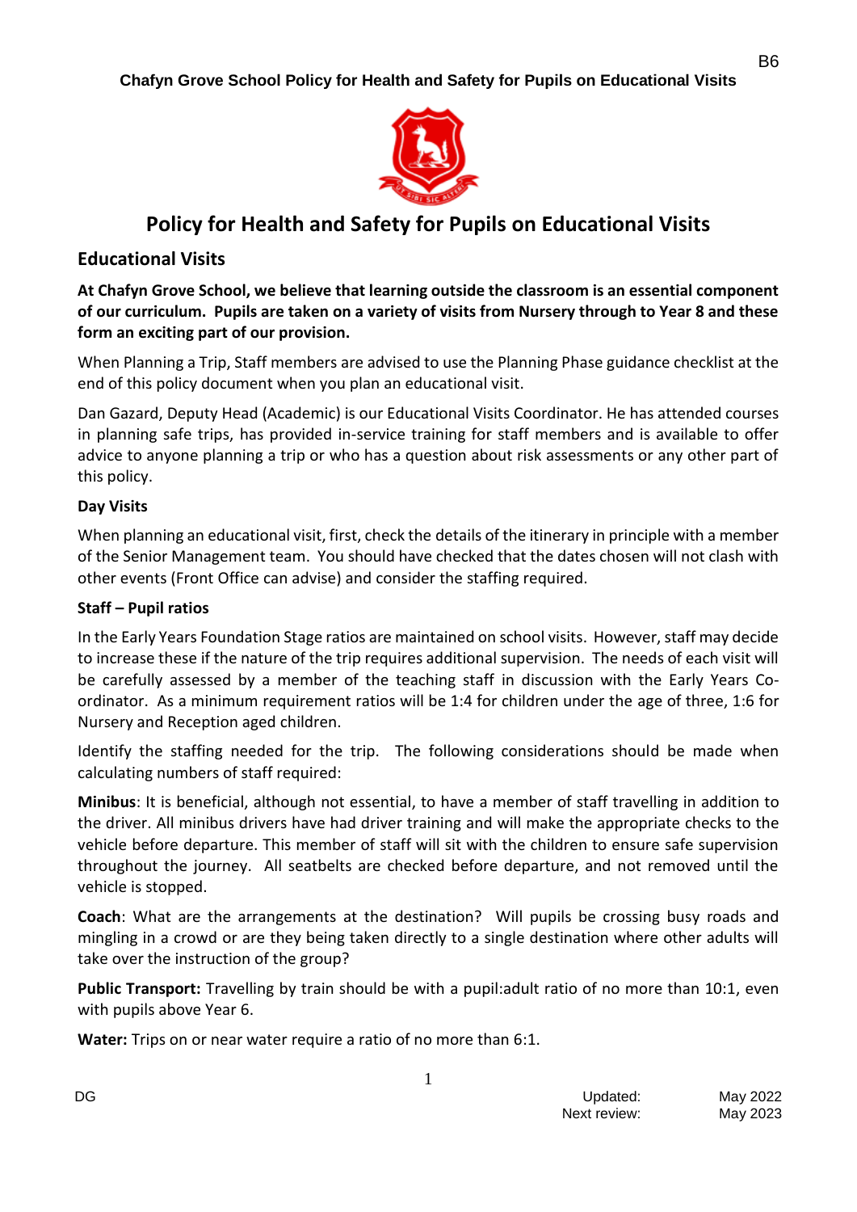# Policy for Health and Safety for Pupils on Educational Visits

## Educational Visits

**At Chafyn Grove School, we believe that learning outside the classroom is an essential component of our curriculum. Pupils are taken on a variety of visits from Nursery through to Year 8 and these form an exciting part of our provision.**

When Planning a Trip, Staff members are advised to use the Planning Phase guidance checklist at the end of this policy document when you plan an educational visit.

Dan Gazard, Deputy Head (Academic) is our Educational Visits Coordinator. He has attended courses in planning safe trips, has provided in-service training for staff members and is available to offer advice to anyone planning a trip or who has a question about risk assessments or any other part of this policy.

### Day Visits

When planning an educational visit, first, check the details of the itinerary in principle with a member of the Senior Management team. You should have checked that the dates chosen will not clash with other events (Front Office can advise) and consider the staffing required.

### Staff – Pupil ratios

In the Early Years Foundation Stage ratios are maintained on school visits. However, staff may decide to increase these if the nature of the trip requires additional supervision. The needs of each visit will be carefully assessed by a member of the teaching staff in discussion with the Early Years Co-ordinator. As a minimum requirement ratios will be 1:4 for children under the age of three, 1:6 for Nursery and Reception aged children.

Identify the staffing needed for the trip. The following considerations should be made when calculating numbers of staff required:

**Minibus**: It is beneficial, although not essential, to have a member of staff travelling in addition to the driver. All minibus drivers have had driver training and will make the appropriate checks to the vehicle before departure. This member of staff will sit with the children to ensure safe supervision throughout the journey. All seatbelts are checked before departure, and not removed until the vehicle is stopped.

**Coach**: What are the arrangements at the destination? Will pupils be crossing busy roads and mingling in a crowd or are they being taken directly to a single destination where other adults will take over the instruction of the group?

**Public Transport:** Travelling by train should be with a pupil:adult ratio of no more than 10:1, even with pupils above Year 6.

**Water:** Trips on or near water require a ratio of no more than 6:1.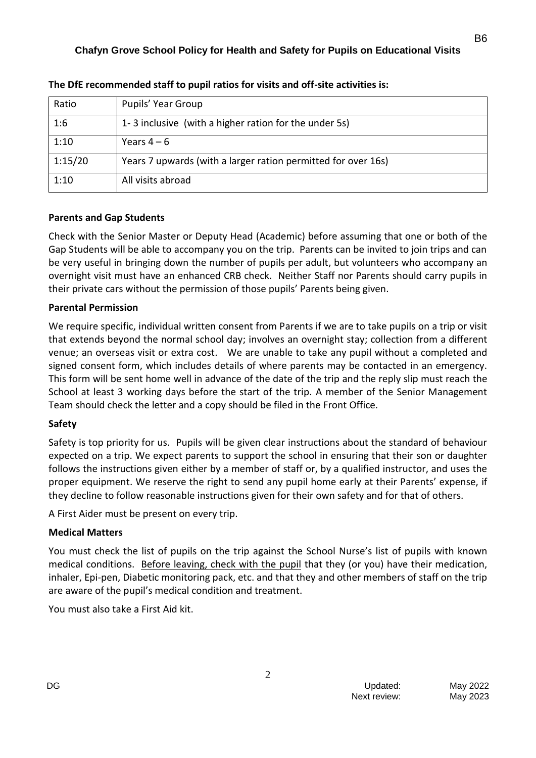**The DfE recommended staff to pupil ratios for visits and off-site activities is:**

| Ratio | Pupils' Year Group |
|---|---|
| 1:6 | 1- 3 inclusive (with a higher ration for the under 5s) |
| 1:10 | Years 4 – 6 |
| 1:15/20 | Years 7 upwards (with a larger ration permitted for over 16s) |
| 1:10 | All visits abroad |

**Parents and Gap Students**

Check with the Senior Master or Deputy Head (Academic) before assuming that one or both of the Gap Students will be able to accompany you on the trip. Parents can be invited to join trips and can be very useful in bringing down the number of pupils per adult, but volunteers who accompany an overnight visit must have an enhanced CRB check. Neither Staff nor Parents should carry pupils in their private cars without the permission of those pupils' Parents being given.

**Parental Permission**

We require specific, individual written consent from Parents if we are to take pupils on a trip or visit that extends beyond the normal school day; involves an overnight stay; collection from a different venue; an overseas visit or extra cost. We are unable to take any pupil without a completed and signed consent form, which includes details of where parents may be contacted in an emergency. This form will be sent home well in advance of the date of the trip and the reply slip must reach the School at least 3 working days before the start of the trip. A member of the Senior Management Team should check the letter and a copy should be filed in the Front Office.

**Safety**

Safety is top priority for us. Pupils will be given clear instructions about the standard of behaviour expected on a trip. We expect parents to support the school in ensuring that their son or daughter follows the instructions given either by a member of staff or, by a qualified instructor, and uses the proper equipment. We reserve the right to send any pupil home early at their Parents' expense, if they decline to follow reasonable instructions given for their own safety and for that of others.

A First Aider must be present on every trip.

**Medical Matters**

You must check the list of pupils on the trip against the School Nurse's list of pupils with known medical conditions. Before leaving, check with the pupil that they (or you) have their medication, inhaler, Epi-pen, Diabetic monitoring pack, etc. and that they and other members of staff on the trip are aware of the pupil's medical condition and treatment.

You must also take a First Aid kit.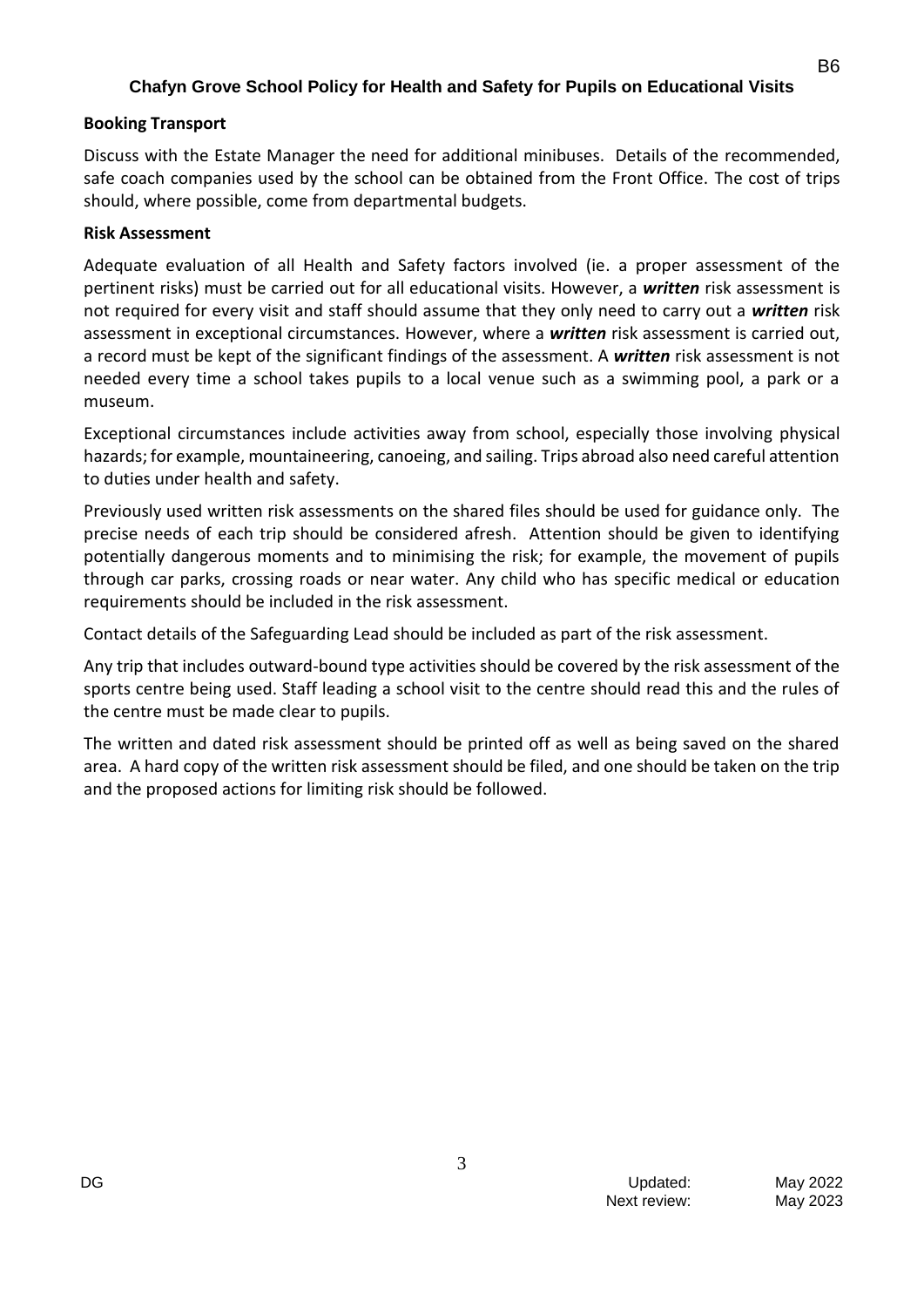### Booking Transport

Discuss with the Estate Manager the need for additional minibuses. Details of the recommended, safe coach companies used by the school can be obtained from the Front Office. The cost of trips should, where possible, come from departmental budgets.

### Risk Assessment

Adequate evaluation of all Health and Safety factors involved (ie. a proper assessment of the pertinent risks) must be carried out for all educational visits. However, a ***written*** risk assessment is not required for every visit and staff should assume that they only need to carry out a ***written*** risk assessment in exceptional circumstances. However, where a ***written*** risk assessment is carried out, a record must be kept of the significant findings of the assessment. A ***written*** risk assessment is not needed every time a school takes pupils to a local venue such as a swimming pool, a park or a museum.

Exceptional circumstances include activities away from school, especially those involving physical hazards; for example, mountaineering, canoeing, and sailing. Trips abroad also need careful attention to duties under health and safety.

Previously used written risk assessments on the shared files should be used for guidance only. The precise needs of each trip should be considered afresh. Attention should be given to identifying potentially dangerous moments and to minimising the risk; for example, the movement of pupils through car parks, crossing roads or near water. Any child who has specific medical or education requirements should be included in the risk assessment.

Contact details of the Safeguarding Lead should be included as part of the risk assessment.

Any trip that includes outward-bound type activities should be covered by the risk assessment of the sports centre being used. Staff leading a school visit to the centre should read this and the rules of the centre must be made clear to pupils.

The written and dated risk assessment should be printed off as well as being saved on the shared area. A hard copy of the written risk assessment should be filed, and one should be taken on the trip and the proposed actions for limiting risk should be followed.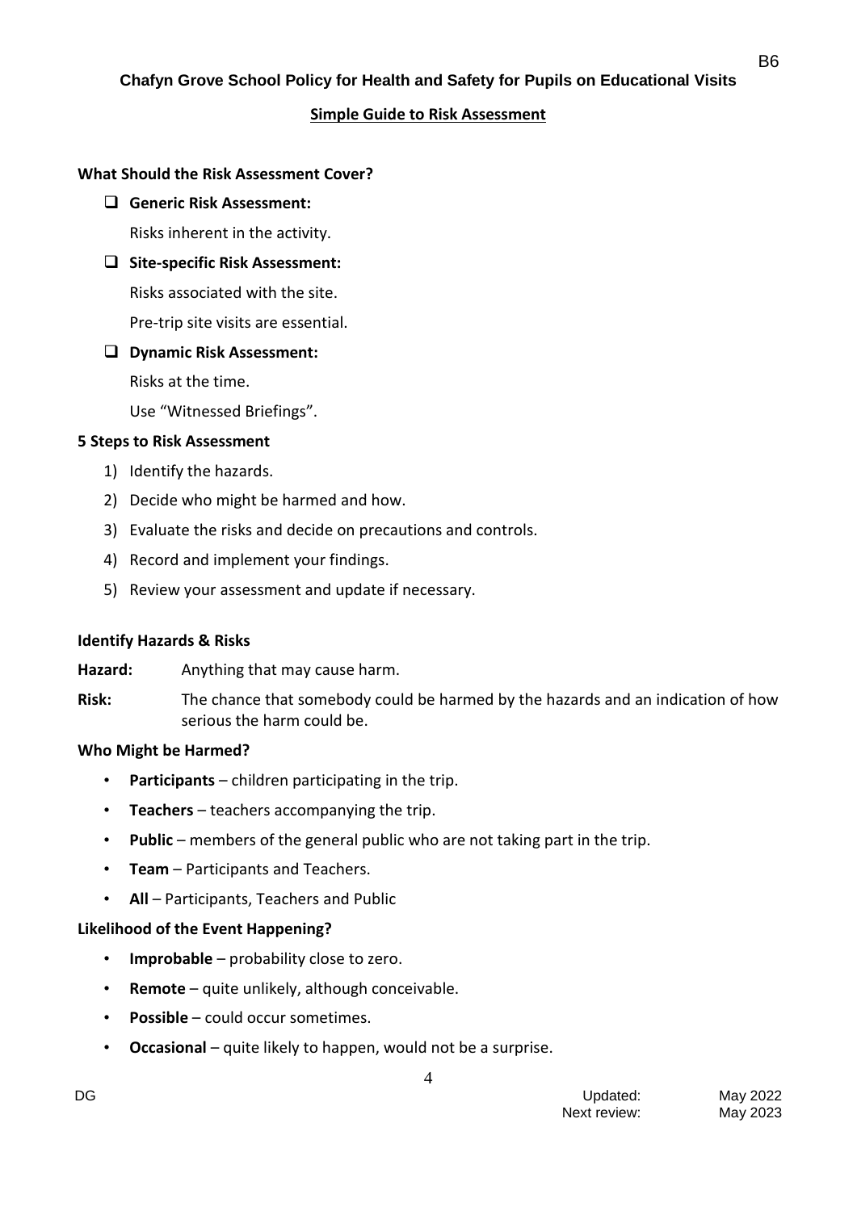## Simple Guide to Risk Assessment

**What Should the Risk Assessment Cover?**

- **Generic Risk Assessment:**

  Risks inherent in the activity.

- **Site-specific Risk Assessment:**

  Risks associated with the site.

  Pre-trip site visits are essential.

- **Dynamic Risk Assessment:**

  Risks at the time.

  Use "Witnessed Briefings".

**5 Steps to Risk Assessment**

1) Identify the hazards.
2) Decide who might be harmed and how.
3) Evaluate the risks and decide on precautions and controls.
4) Record and implement your findings.
5) Review your assessment and update if necessary.

**Identify Hazards & Risks**

**Hazard:** Anything that may cause harm.

**Risk:** The chance that somebody could be harmed by the hazards and an indication of how serious the harm could be.

**Who Might be Harmed?**

- **Participants** – children participating in the trip.
- **Teachers** – teachers accompanying the trip.
- **Public** – members of the general public who are not taking part in the trip.
- **Team** – Participants and Teachers.
- **All** – Participants, Teachers and Public

**Likelihood of the Event Happening?**

- **Improbable** – probability close to zero.
- **Remote** – quite unlikely, although conceivable.
- **Possible** – could occur sometimes.
- **Occasional** – quite likely to happen, would not be a surprise.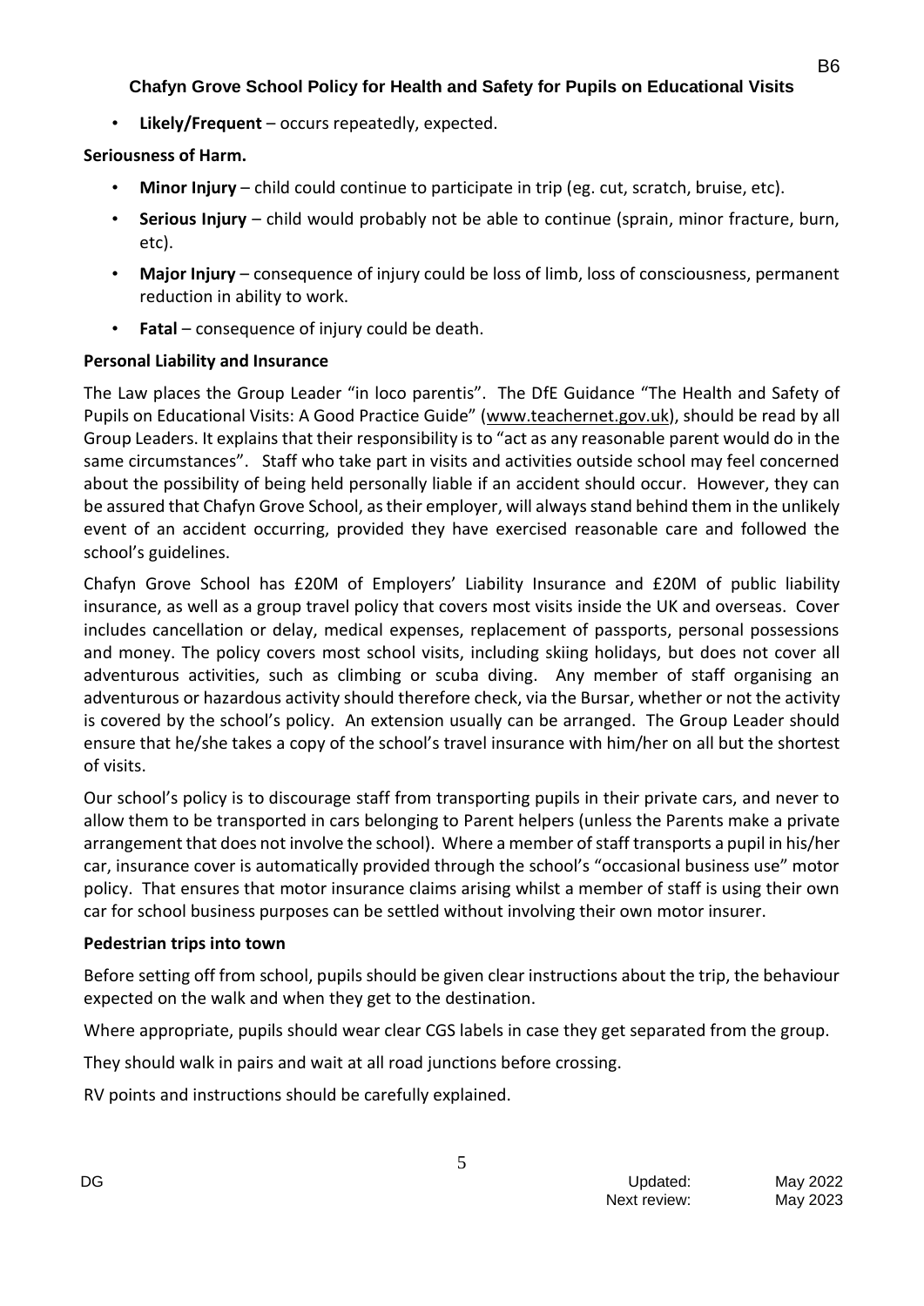- **Likely/Frequent** – occurs repeatedly, expected.

**Seriousness of Harm.**

- **Minor Injury** – child could continue to participate in trip (eg. cut, scratch, bruise, etc).
- **Serious Injury** – child would probably not be able to continue (sprain, minor fracture, burn, etc).
- **Major Injury** – consequence of injury could be loss of limb, loss of consciousness, permanent reduction in ability to work.
- **Fatal** – consequence of injury could be death.

**Personal Liability and Insurance**

The Law places the Group Leader "in loco parentis". The DfE Guidance "The Health and Safety of Pupils on Educational Visits: A Good Practice Guide" (www.teachernet.gov.uk), should be read by all Group Leaders. It explains that their responsibility is to "act as any reasonable parent would do in the same circumstances". Staff who take part in visits and activities outside school may feel concerned about the possibility of being held personally liable if an accident should occur. However, they can be assured that Chafyn Grove School, as their employer, will always stand behind them in the unlikely event of an accident occurring, provided they have exercised reasonable care and followed the school's guidelines.

Chafyn Grove School has £20M of Employers' Liability Insurance and £20M of public liability insurance, as well as a group travel policy that covers most visits inside the UK and overseas. Cover includes cancellation or delay, medical expenses, replacement of passports, personal possessions and money. The policy covers most school visits, including skiing holidays, but does not cover all adventurous activities, such as climbing or scuba diving. Any member of staff organising an adventurous or hazardous activity should therefore check, via the Bursar, whether or not the activity is covered by the school's policy. An extension usually can be arranged. The Group Leader should ensure that he/she takes a copy of the school's travel insurance with him/her on all but the shortest of visits.

Our school's policy is to discourage staff from transporting pupils in their private cars, and never to allow them to be transported in cars belonging to Parent helpers (unless the Parents make a private arrangement that does not involve the school). Where a member of staff transports a pupil in his/her car, insurance cover is automatically provided through the school's "occasional business use" motor policy. That ensures that motor insurance claims arising whilst a member of staff is using their own car for school business purposes can be settled without involving their own motor insurer.

**Pedestrian trips into town**

Before setting off from school, pupils should be given clear instructions about the trip, the behaviour expected on the walk and when they get to the destination.

Where appropriate, pupils should wear clear CGS labels in case they get separated from the group.

They should walk in pairs and wait at all road junctions before crossing.

RV points and instructions should be carefully explained.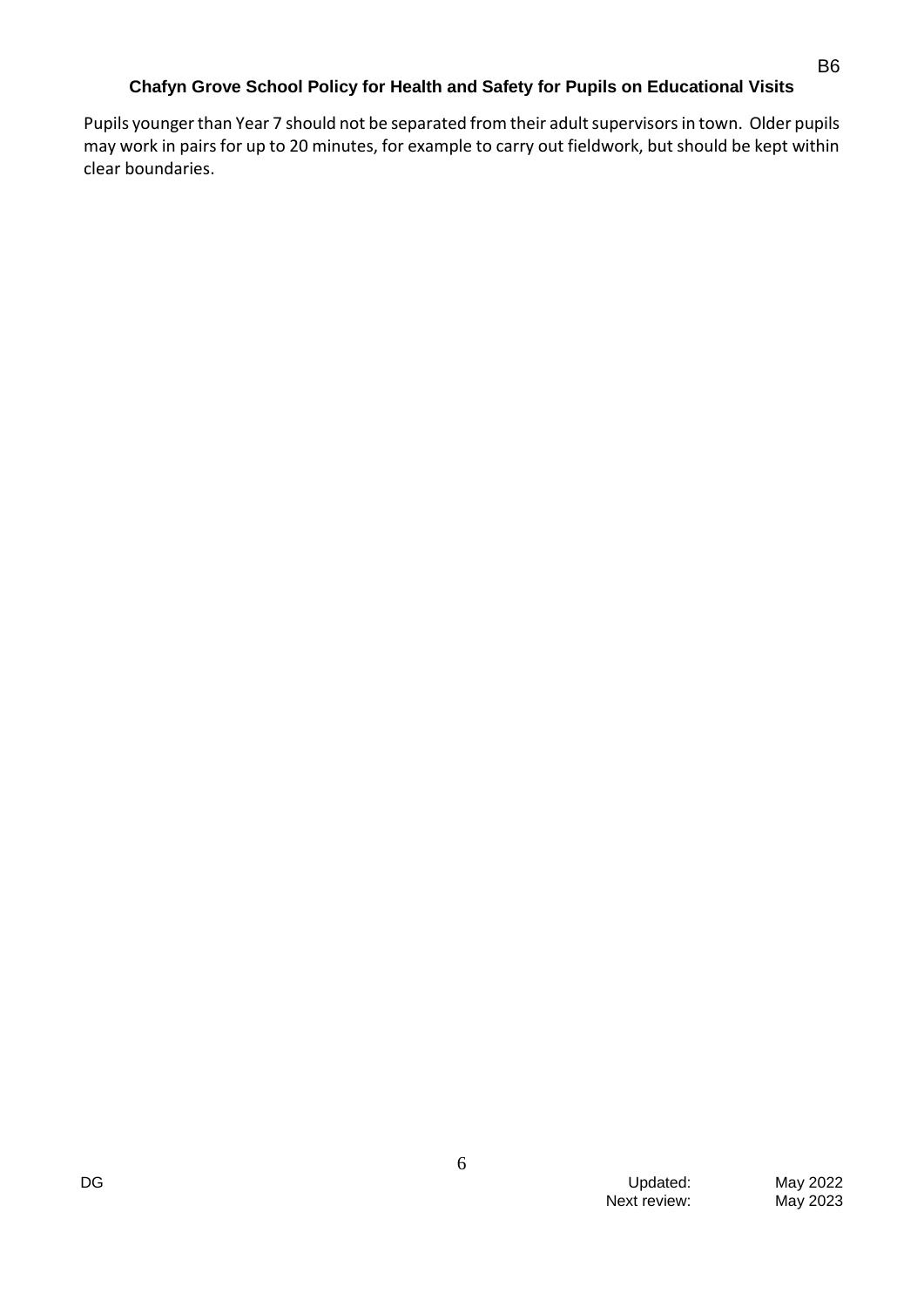Pupils younger than Year 7 should not be separated from their adult supervisors in town. Older pupils may work in pairs for up to 20 minutes, for example to carry out fieldwork, but should be kept within clear boundaries.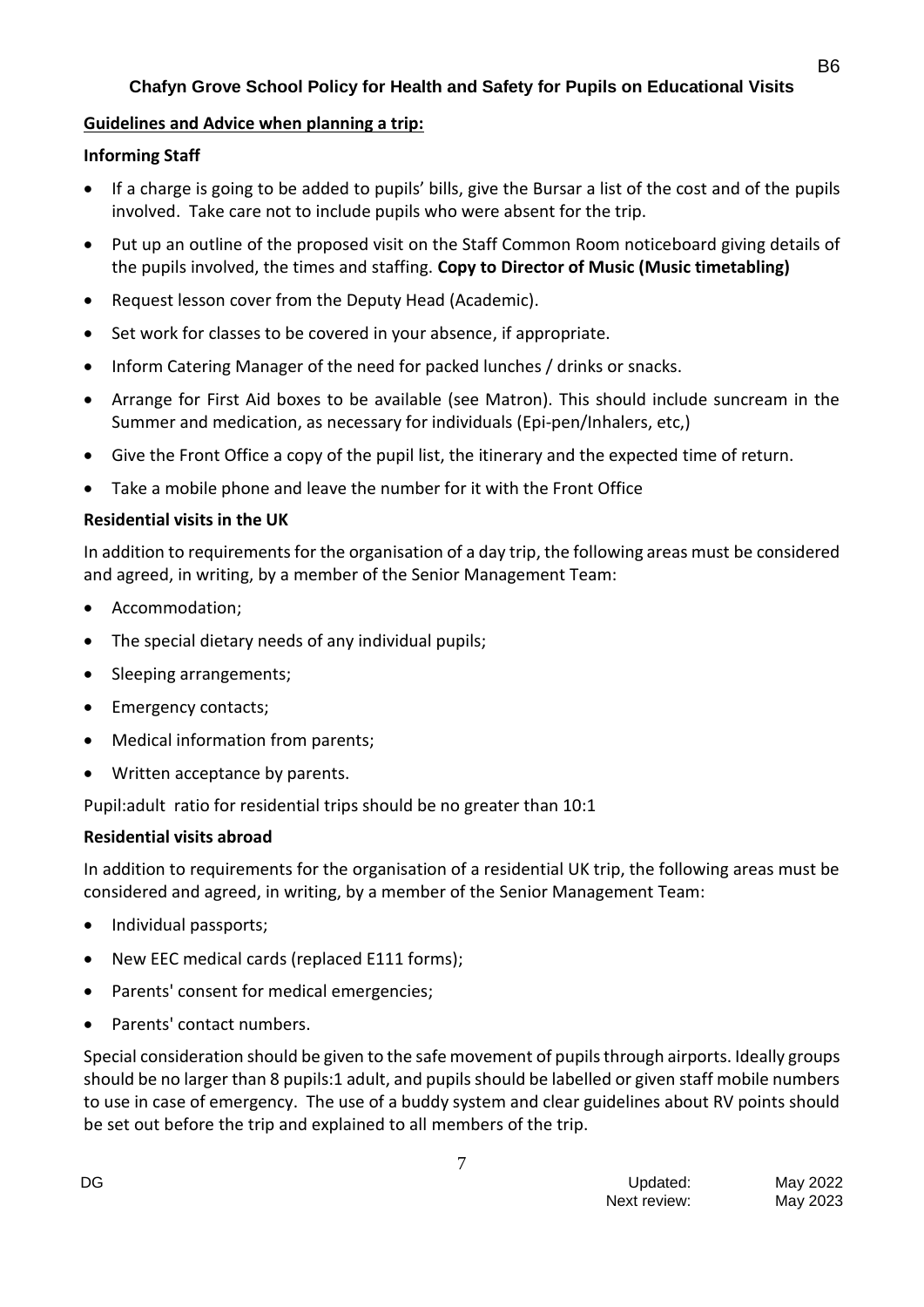## Chafyn Grove School Policy for Health and Safety for Pupils on Educational Visits

**Guidelines and Advice when planning a trip:**

**Informing Staff**

- If a charge is going to be added to pupils' bills, give the Bursar a list of the cost and of the pupils involved. Take care not to include pupils who were absent for the trip.
- Put up an outline of the proposed visit on the Staff Common Room noticeboard giving details of the pupils involved, the times and staffing. **Copy to Director of Music (Music timetabling)**
- Request lesson cover from the Deputy Head (Academic).
- Set work for classes to be covered in your absence, if appropriate.
- Inform Catering Manager of the need for packed lunches / drinks or snacks.
- Arrange for First Aid boxes to be available (see Matron). This should include suncream in the Summer and medication, as necessary for individuals (Epi-pen/Inhalers, etc,)
- Give the Front Office a copy of the pupil list, the itinerary and the expected time of return.
- Take a mobile phone and leave the number for it with the Front Office

**Residential visits in the UK**

In addition to requirements for the organisation of a day trip, the following areas must be considered and agreed, in writing, by a member of the Senior Management Team:

- Accommodation;
- The special dietary needs of any individual pupils;
- Sleeping arrangements;
- Emergency contacts;
- Medical information from parents;
- Written acceptance by parents.

Pupil:adult ratio for residential trips should be no greater than 10:1

**Residential visits abroad**

In addition to requirements for the organisation of a residential UK trip, the following areas must be considered and agreed, in writing, by a member of the Senior Management Team:

- Individual passports;
- New EEC medical cards (replaced E111 forms);
- Parents' consent for medical emergencies;
- Parents' contact numbers.

Special consideration should be given to the safe movement of pupils through airports. Ideally groups should be no larger than 8 pupils:1 adult, and pupils should be labelled or given staff mobile numbers to use in case of emergency. The use of a buddy system and clear guidelines about RV points should be set out before the trip and explained to all members of the trip.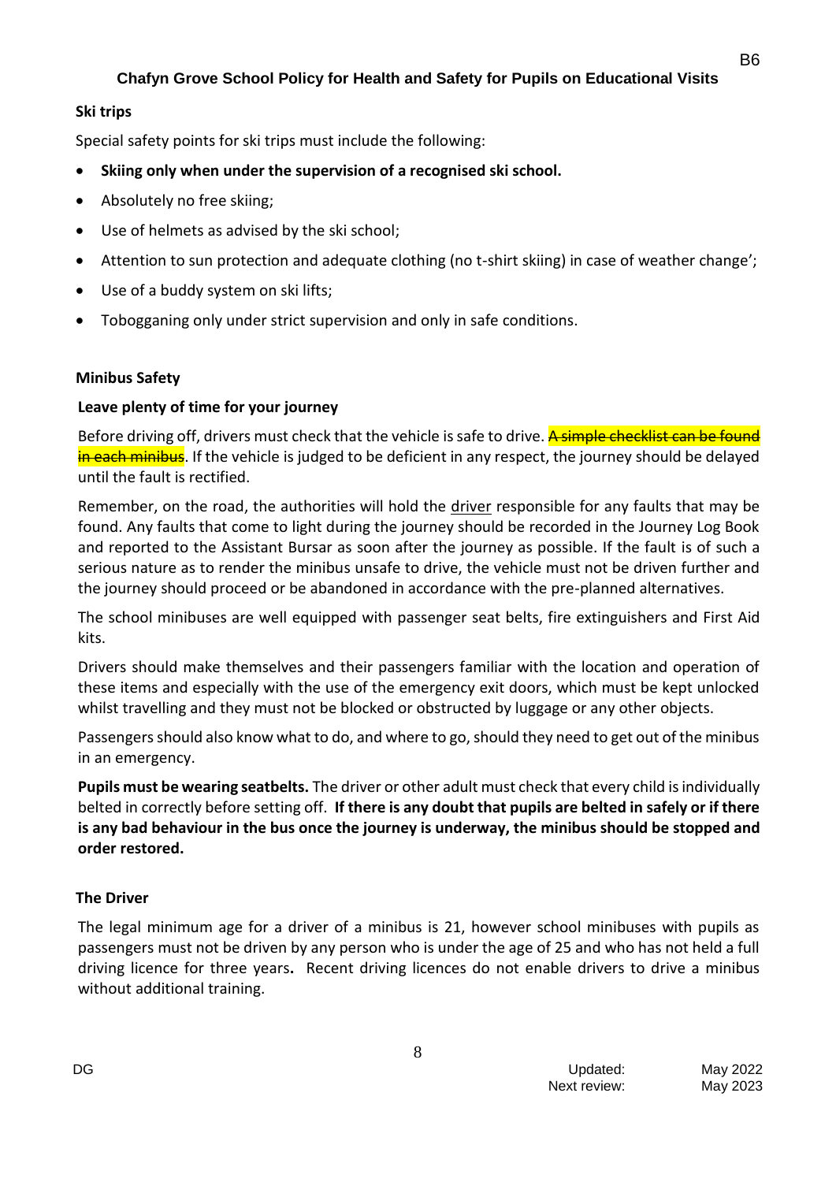**Ski trips**

Special safety points for ski trips must include the following:

- **Skiing only when under the supervision of a recognised ski school.**
- Absolutely no free skiing;
- Use of helmets as advised by the ski school;
- Attention to sun protection and adequate clothing (no t-shirt skiing) in case of weather change';
- Use of a buddy system on ski lifts;
- Tobogganing only under strict supervision and only in safe conditions.

**Minibus Safety**

**Leave plenty of time for your journey**

Before driving off, drivers must check that the vehicle is safe to drive. ~~A simple checklist can be found in each minibus~~. If the vehicle is judged to be deficient in any respect, the journey should be delayed until the fault is rectified.

Remember, on the road, the authorities will hold the <u>driver</u> responsible for any faults that may be found. Any faults that come to light during the journey should be recorded in the Journey Log Book and reported to the Assistant Bursar as soon after the journey as possible. If the fault is of such a serious nature as to render the minibus unsafe to drive, the vehicle must not be driven further and the journey should proceed or be abandoned in accordance with the pre-planned alternatives.

The school minibuses are well equipped with passenger seat belts, fire extinguishers and First Aid kits.

Drivers should make themselves and their passengers familiar with the location and operation of these items and especially with the use of the emergency exit doors, which must be kept unlocked whilst travelling and they must not be blocked or obstructed by luggage or any other objects.

Passengers should also know what to do, and where to go, should they need to get out of the minibus in an emergency.

**Pupils must be wearing seatbelts.** The driver or other adult must check that every child is individually belted in correctly before setting off. **If there is any doubt that pupils are belted in safely or if there is any bad behaviour in the bus once the journey is underway, the minibus should be stopped and order restored.**

**The Driver**

The legal minimum age for a driver of a minibus is 21, however school minibuses with pupils as passengers must not be driven by any person who is under the age of 25 and who has not held a full driving licence for three years**.** Recent driving licences do not enable drivers to drive a minibus without additional training.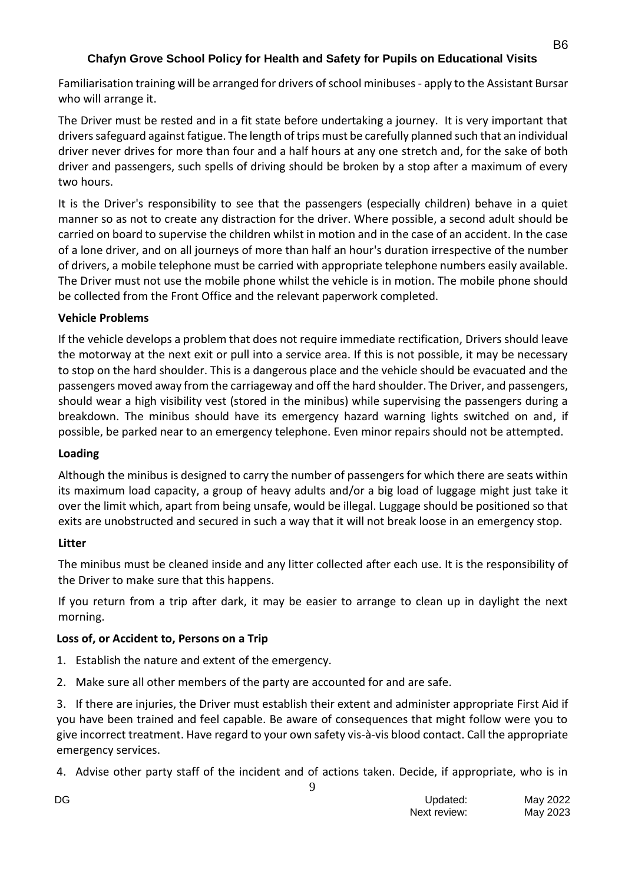Familiarisation training will be arranged for drivers of school minibuses - apply to the Assistant Bursar who will arrange it.

The Driver must be rested and in a fit state before undertaking a journey. It is very important that drivers safeguard against fatigue. The length of trips must be carefully planned such that an individual driver never drives for more than four and a half hours at any one stretch and, for the sake of both driver and passengers, such spells of driving should be broken by a stop after a maximum of every two hours.

It is the Driver's responsibility to see that the passengers (especially children) behave in a quiet manner so as not to create any distraction for the driver. Where possible, a second adult should be carried on board to supervise the children whilst in motion and in the case of an accident. In the case of a lone driver, and on all journeys of more than half an hour's duration irrespective of the number of drivers, a mobile telephone must be carried with appropriate telephone numbers easily available. The Driver must not use the mobile phone whilst the vehicle is in motion. The mobile phone should be collected from the Front Office and the relevant paperwork completed.

**Vehicle Problems**

If the vehicle develops a problem that does not require immediate rectification, Drivers should leave the motorway at the next exit or pull into a service area. If this is not possible, it may be necessary to stop on the hard shoulder. This is a dangerous place and the vehicle should be evacuated and the passengers moved away from the carriageway and off the hard shoulder. The Driver, and passengers, should wear a high visibility vest (stored in the minibus) while supervising the passengers during a breakdown. The minibus should have its emergency hazard warning lights switched on and, if possible, be parked near to an emergency telephone. Even minor repairs should not be attempted.

**Loading**

Although the minibus is designed to carry the number of passengers for which there are seats within its maximum load capacity, a group of heavy adults and/or a big load of luggage might just take it over the limit which, apart from being unsafe, would be illegal. Luggage should be positioned so that exits are unobstructed and secured in such a way that it will not break loose in an emergency stop.

**Litter**

The minibus must be cleaned inside and any litter collected after each use. It is the responsibility of the Driver to make sure that this happens.

If you return from a trip after dark, it may be easier to arrange to clean up in daylight the next morning.

**Loss of, or Accident to, Persons on a Trip**

1. Establish the nature and extent of the emergency.
2. Make sure all other members of the party are accounted for and are safe.
3. If there are injuries, the Driver must establish their extent and administer appropriate First Aid if you have been trained and feel capable. Be aware of consequences that might follow were you to give incorrect treatment. Have regard to your own safety vis-à-vis blood contact. Call the appropriate emergency services.
4. Advise other party staff of the incident and of actions taken. Decide, if appropriate, who is in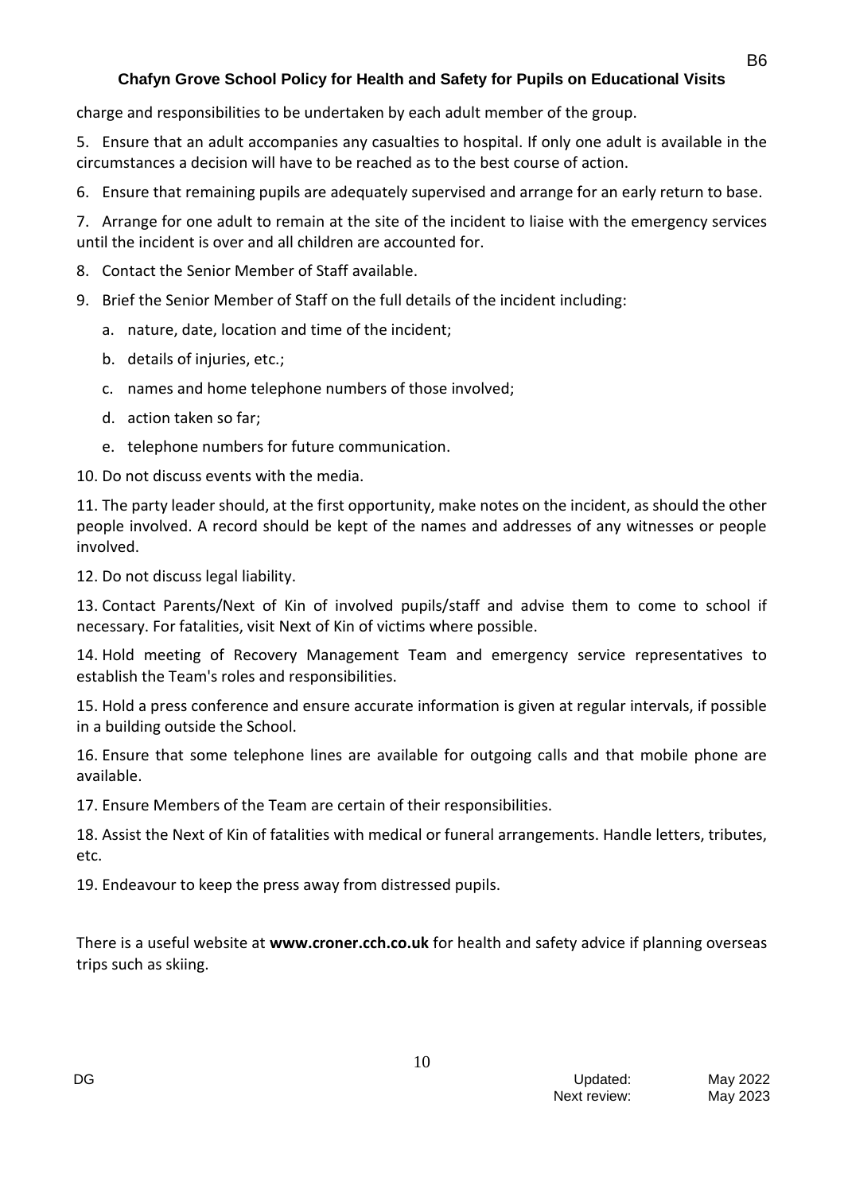charge and responsibilities to be undertaken by each adult member of the group.

5. Ensure that an adult accompanies any casualties to hospital. If only one adult is available in the circumstances a decision will have to be reached as to the best course of action.

6. Ensure that remaining pupils are adequately supervised and arrange for an early return to base.

7. Arrange for one adult to remain at the site of the incident to liaise with the emergency services until the incident is over and all children are accounted for.

8. Contact the Senior Member of Staff available.

9. Brief the Senior Member of Staff on the full details of the incident including:

    a. nature, date, location and time of the incident;

    b. details of injuries, etc.;

    c. names and home telephone numbers of those involved;

    d. action taken so far;

    e. telephone numbers for future communication.

10. Do not discuss events with the media.

11. The party leader should, at the first opportunity, make notes on the incident, as should the other people involved. A record should be kept of the names and addresses of any witnesses or people involved.

12. Do not discuss legal liability.

13. Contact Parents/Next of Kin of involved pupils/staff and advise them to come to school if necessary. For fatalities, visit Next of Kin of victims where possible.

14. Hold meeting of Recovery Management Team and emergency service representatives to establish the Team's roles and responsibilities.

15. Hold a press conference and ensure accurate information is given at regular intervals, if possible in a building outside the School.

16. Ensure that some telephone lines are available for outgoing calls and that mobile phone are available.

17. Ensure Members of the Team are certain of their responsibilities.

18. Assist the Next of Kin of fatalities with medical or funeral arrangements. Handle letters, tributes, etc.

19. Endeavour to keep the press away from distressed pupils.

There is a useful website at **www.croner.cch.co.uk** for health and safety advice if planning overseas trips such as skiing.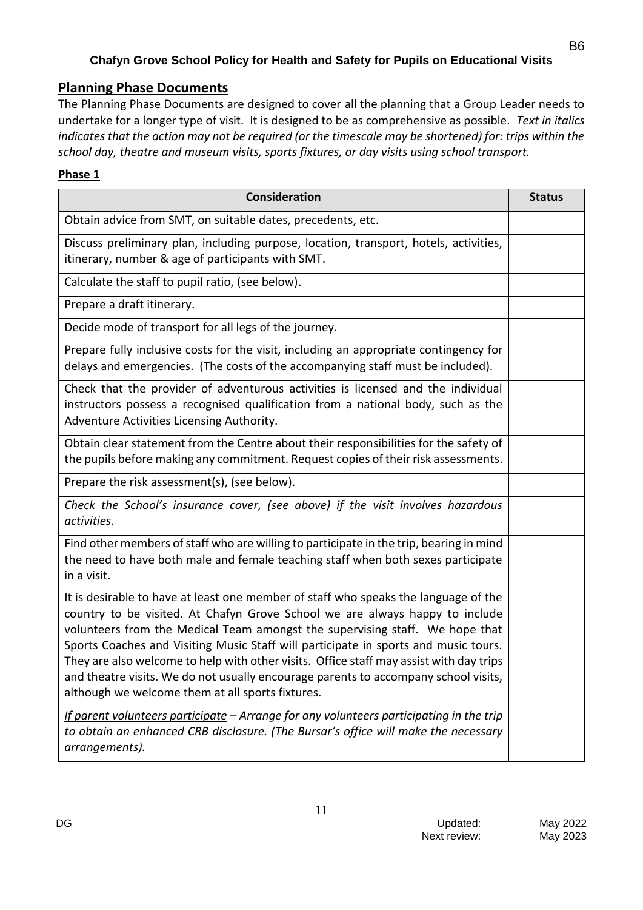Chafyn Grove School Policy for Health and Safety for Pupils on Educational Visits

## Planning Phase Documents

The Planning Phase Documents are designed to cover all the planning that a Group Leader needs to undertake for a longer type of visit. It is designed to be as comprehensive as possible. *Text in italics indicates that the action may not be required (or the timescale may be shortened) for: trips within the school day, theatre and museum visits, sports fixtures, or day visits using school transport.*

### Phase 1

| Consideration | Status |
|---|---|
| Obtain advice from SMT, on suitable dates, precedents, etc. | |
| Discuss preliminary plan, including purpose, location, transport, hotels, activities, itinerary, number & age of participants with SMT. | |
| Calculate the staff to pupil ratio, (see below). | |
| Prepare a draft itinerary. | |
| Decide mode of transport for all legs of the journey. | |
| Prepare fully inclusive costs for the visit, including an appropriate contingency for delays and emergencies. (The costs of the accompanying staff must be included). | |
| Check that the provider of adventurous activities is licensed and the individual instructors possess a recognised qualification from a national body, such as the Adventure Activities Licensing Authority. | |
| Obtain clear statement from the Centre about their responsibilities for the safety of the pupils before making any commitment. Request copies of their risk assessments. | |
| Prepare the risk assessment(s), (see below). | |
| *Check the School's insurance cover, (see above) if the visit involves hazardous activities.* | |
| Find other members of staff who are willing to participate in the trip, bearing in mind the need to have both male and female teaching staff when both sexes participate in a visit. It is desirable to have at least one member of staff who speaks the language of the country to be visited. At Chafyn Grove School we are always happy to include volunteers from the Medical Team amongst the supervising staff. We hope that Sports Coaches and Visiting Music Staff will participate in sports and music tours. They are also welcome to help with other visits. Office staff may assist with day trips and theatre visits. We do not usually encourage parents to accompany school visits, although we welcome them at all sports fixtures. | |
| *<u>If parent volunteers participate</u> – Arrange for any volunteers participating in the trip to obtain an enhanced CRB disclosure. (The Bursar's office will make the necessary arrangements).* | |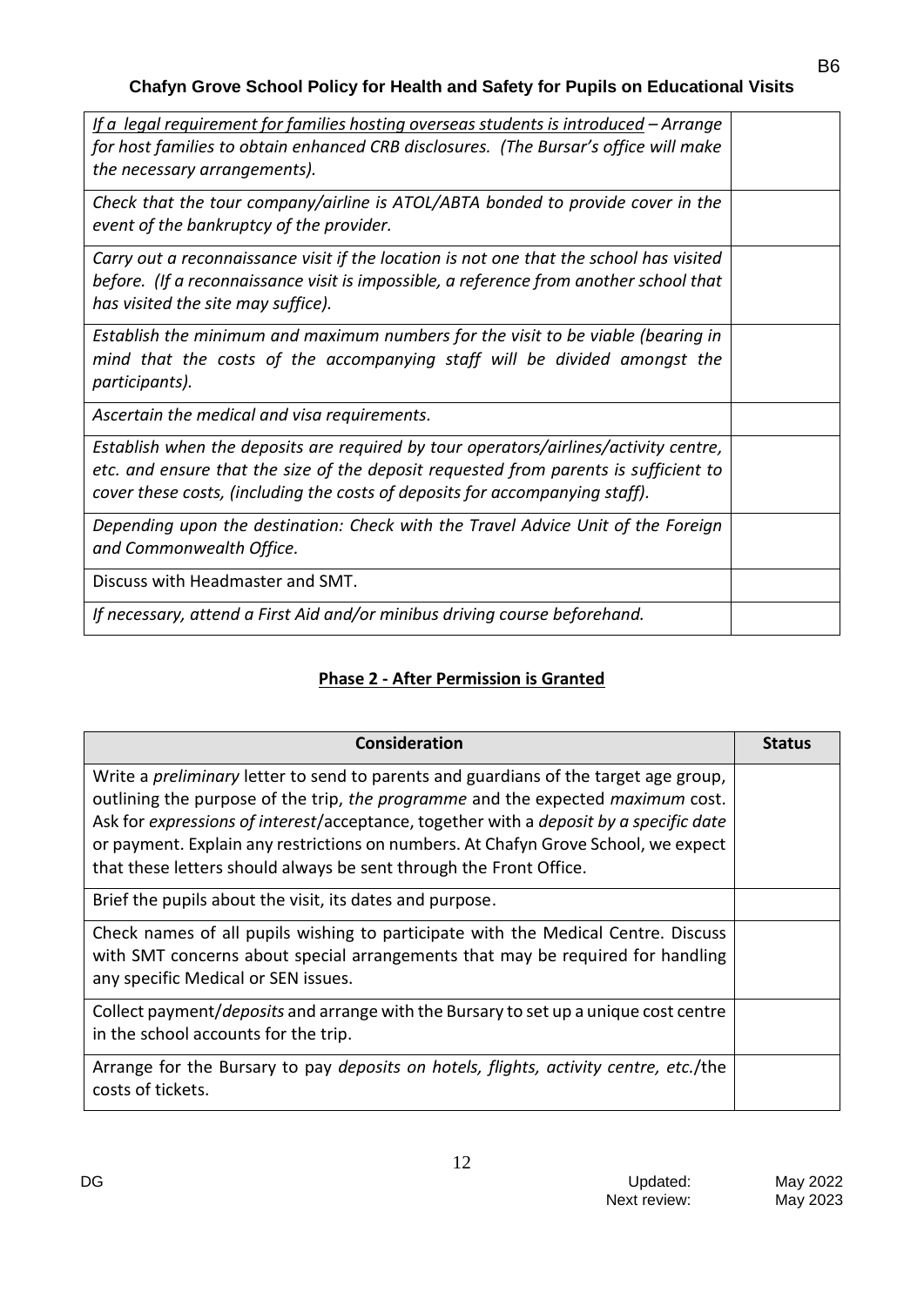| | |
|---|---|
| *<u>If a legal requirement for families hosting overseas students is introduced</u> – Arrange for host families to obtain enhanced CRB disclosures. (The Bursar's office will make the necessary arrangements).* | |
| *Check that the tour company/airline is ATOL/ABTA bonded to provide cover in the event of the bankruptcy of the provider.* | |
| *Carry out a reconnaissance visit if the location is not one that the school has visited before. (If a reconnaissance visit is impossible, a reference from another school that has visited the site may suffice).* | |
| *Establish the minimum and maximum numbers for the visit to be viable (bearing in mind that the costs of the accompanying staff will be divided amongst the participants).* | |
| *Ascertain the medical and visa requirements.* | |
| *Establish when the deposits are required by tour operators/airlines/activity centre, etc. and ensure that the size of the deposit requested from parents is sufficient to cover these costs, (including the costs of deposits for accompanying staff).* | |
| *Depending upon the destination: Check with the Travel Advice Unit of the Foreign and Commonwealth Office.* | |
| Discuss with Headmaster and SMT. | |
| *If necessary, attend a First Aid and/or minibus driving course beforehand.* | |

## <u>Phase 2 - After Permission is Granted</u>

| Consideration | Status |
|---|---|
| Write a *preliminary* letter to send to parents and guardians of the target age group, outlining the purpose of the trip, *the programme* and the expected *maximum* cost. Ask for *expressions of interest*/acceptance, together with a *deposit by a specific date* or payment. Explain any restrictions on numbers. At Chafyn Grove School, we expect that these letters should always be sent through the Front Office. | |
| Brief the pupils about the visit, its dates and purpose. | |
| Check names of all pupils wishing to participate with the Medical Centre. Discuss with SMT concerns about special arrangements that may be required for handling any specific Medical or SEN issues. | |
| Collect payment/*deposits* and arrange with the Bursary to set up a unique cost centre in the school accounts for the trip. | |
| Arrange for the Bursary to pay *deposits on hotels, flights, activity centre, etc.*/the costs of tickets. | |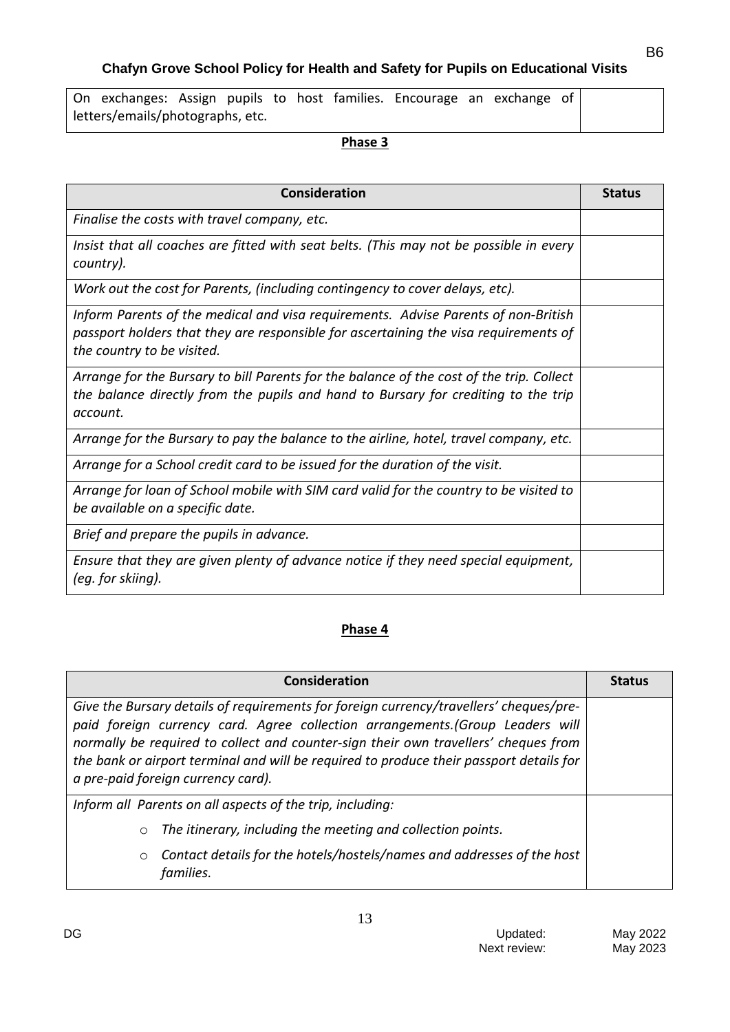| On exchanges: Assign pupils to host families. Encourage an exchange of letters/emails/photographs, etc. | |
|---|---|

**Phase 3**

| Consideration | Status |
|---|---|
| *Finalise the costs with travel company, etc.* | |
| *Insist that all coaches are fitted with seat belts. (This may not be possible in every country).* | |
| *Work out the cost for Parents, (including contingency to cover delays, etc).* | |
| *Inform Parents of the medical and visa requirements. Advise Parents of non-British passport holders that they are responsible for ascertaining the visa requirements of the country to be visited.* | |
| *Arrange for the Bursary to bill Parents for the balance of the cost of the trip. Collect the balance directly from the pupils and hand to Bursary for crediting to the trip account.* | |
| *Arrange for the Bursary to pay the balance to the airline, hotel, travel company, etc.* | |
| *Arrange for a School credit card to be issued for the duration of the visit.* | |
| *Arrange for loan of School mobile with SIM card valid for the country to be visited to be available on a specific date.* | |
| *Brief and prepare the pupils in advance.* | |
| *Ensure that they are given plenty of advance notice if they need special equipment, (eg. for skiing).* | |

**Phase 4**

| Consideration | Status |
|---|---|
| *Give the Bursary details of requirements for foreign currency/travellers' cheques/pre-paid foreign currency card. Agree collection arrangements.(Group Leaders will normally be required to collect and counter-sign their own travellers' cheques from the bank or airport terminal and will be required to produce their passport details for a pre-paid foreign currency card).* | |
| *Inform all Parents on all aspects of the trip, including:*<br>○ *The itinerary, including the meeting and collection points.*<br>○ *Contact details for the hotels/hostels/names and addresses of the host families.* | |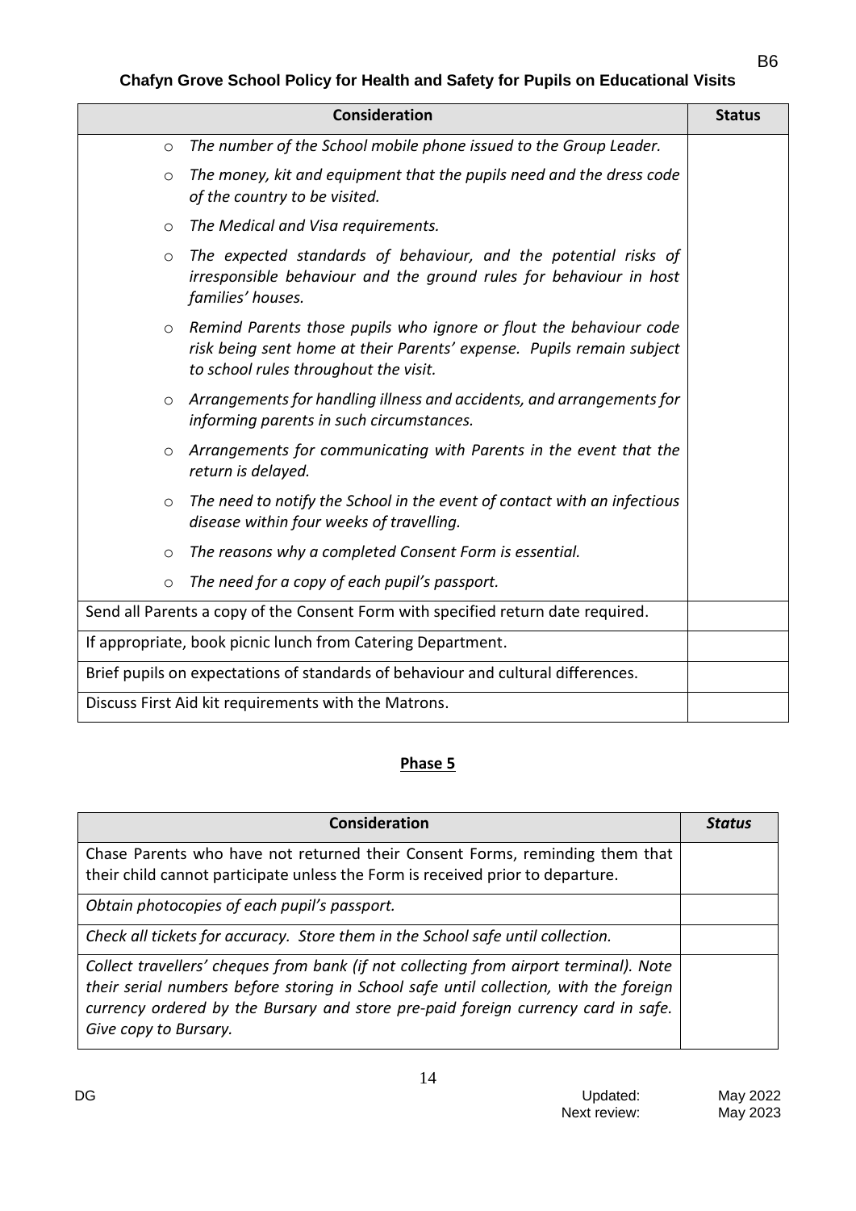| Consideration | Status |
|---|---|
| ○ *The number of the School mobile phone issued to the Group Leader.* | |
| ○ *The money, kit and equipment that the pupils need and the dress code of the country to be visited.* | |
| ○ *The Medical and Visa requirements.* | |
| ○ *The expected standards of behaviour, and the potential risks of irresponsible behaviour and the ground rules for behaviour in host families' houses.* | |
| ○ *Remind Parents those pupils who ignore or flout the behaviour code risk being sent home at their Parents' expense. Pupils remain subject to school rules throughout the visit.* | |
| ○ *Arrangements for handling illness and accidents, and arrangements for informing parents in such circumstances.* | |
| ○ *Arrangements for communicating with Parents in the event that the return is delayed.* | |
| ○ *The need to notify the School in the event of contact with an infectious disease within four weeks of travelling.* | |
| ○ *The reasons why a completed Consent Form is essential.* | |
| ○ *The need for a copy of each pupil's passport.* | |
| Send all Parents a copy of the Consent Form with specified return date required. | |
| If appropriate, book picnic lunch from Catering Department. | |
| Brief pupils on expectations of standards of behaviour and cultural differences. | |
| Discuss First Aid kit requirements with the Matrons. | |

## Phase 5

| Consideration | *Status* |
|---|---|
| Chase Parents who have not returned their Consent Forms, reminding them that their child cannot participate unless the Form is received prior to departure. | |
| *Obtain photocopies of each pupil's passport.* | |
| *Check all tickets for accuracy. Store them in the School safe until collection.* | |
| *Collect travellers' cheques from bank (if not collecting from airport terminal). Note their serial numbers before storing in School safe until collection, with the foreign currency ordered by the Bursary and store pre-paid foreign currency card in safe. Give copy to Bursary.* | |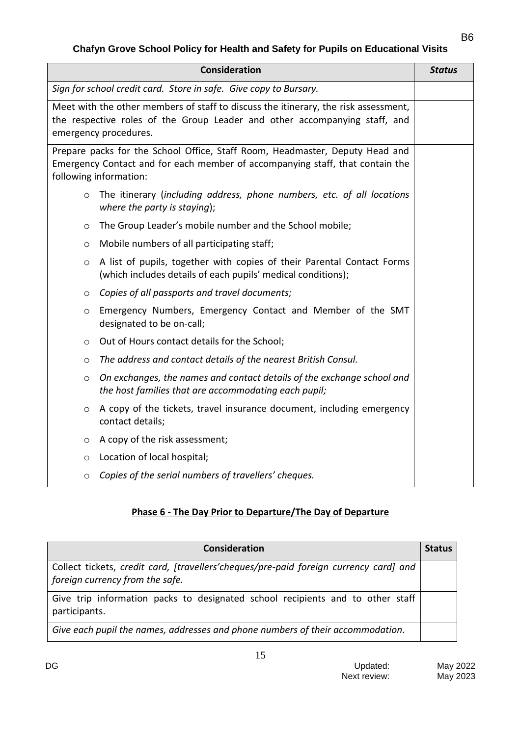| Consideration | *Status* |
|---|---|
| *Sign for school credit card. Store in safe. Give copy to Bursary.* | |
| Meet with the other members of staff to discuss the itinerary, the risk assessment, the respective roles of the Group Leader and other accompanying staff, and emergency procedures. | |
| Prepare packs for the School Office, Staff Room, Headmaster, Deputy Head and Emergency Contact and for each member of accompanying staff, that contain the following information:<br>○ The itinerary (*including address, phone numbers, etc. of all locations where the party is staying*);<br>○ The Group Leader's mobile number and the School mobile;<br>○ Mobile numbers of all participating staff;<br>○ A list of pupils, together with copies of their Parental Contact Forms (which includes details of each pupils' medical conditions);<br>○ *Copies of all passports and travel documents;*<br>○ Emergency Numbers, Emergency Contact and Member of the SMT designated to be on-call;<br>○ Out of Hours contact details for the School;<br>○ *The address and contact details of the nearest British Consul.*<br>○ *On exchanges, the names and contact details of the exchange school and the host families that are accommodating each pupil;*<br>○ A copy of the tickets, travel insurance document, including emergency contact details;<br>○ A copy of the risk assessment;<br>○ Location of local hospital;<br>○ *Copies of the serial numbers of travellers' cheques.* | |

## Phase 6 - The Day Prior to Departure/The Day of Departure

| Consideration | Status |
|---|---|
| Collect tickets, *credit card, [travellers'cheques/pre-paid foreign currency card] and foreign currency from the safe.* | |
| Give trip information packs to designated school recipients and to other staff participants. | |
| *Give each pupil the names, addresses and phone numbers of their accommodation.* | |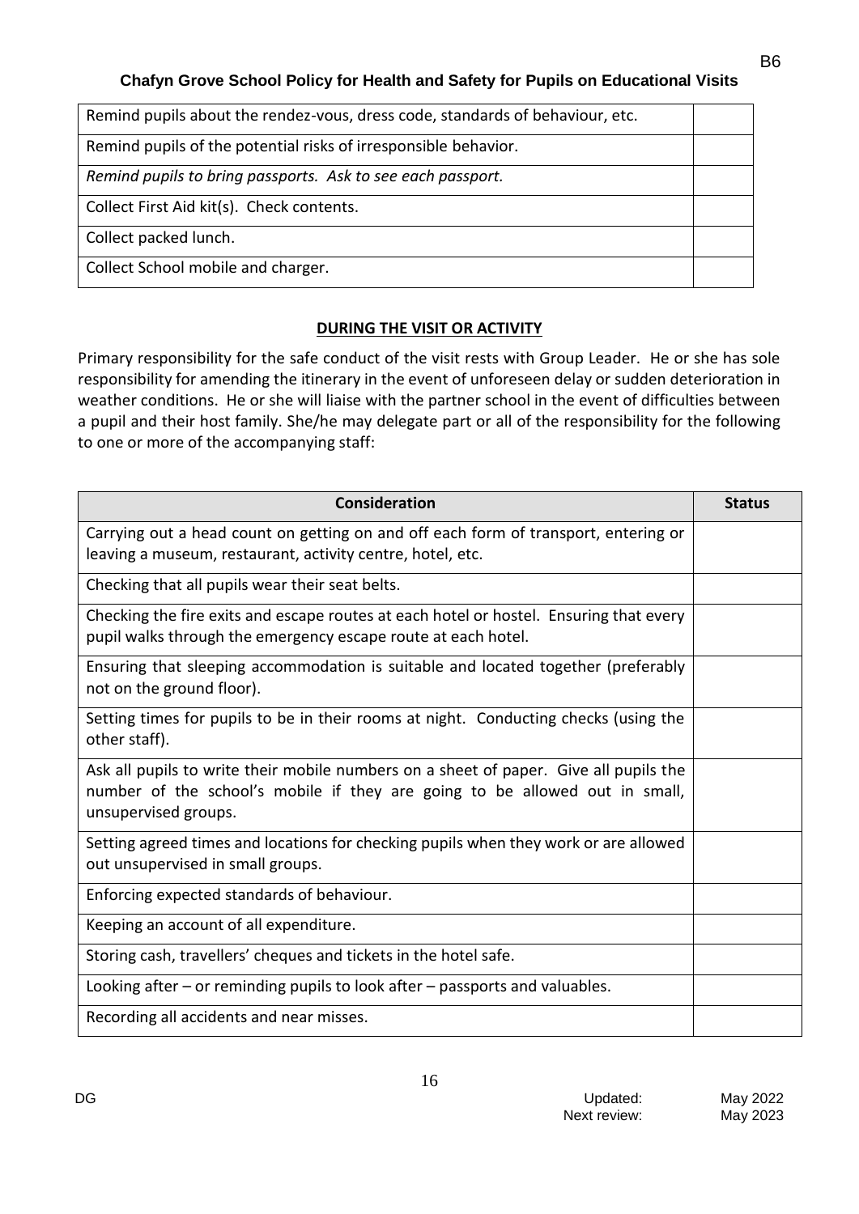| | |
|---|---|
| Remind pupils about the rendez-vous, dress code, standards of behaviour, etc. | |
| Remind pupils of the potential risks of irresponsible behavior. | |
| *Remind pupils to bring passports. Ask to see each passport.* | |
| Collect First Aid kit(s). Check contents. | |
| Collect packed lunch. | |
| Collect School mobile and charger. | |

**DURING THE VISIT OR ACTIVITY**

Primary responsibility for the safe conduct of the visit rests with Group Leader. He or she has sole responsibility for amending the itinerary in the event of unforeseen delay or sudden deterioration in weather conditions. He or she will liaise with the partner school in the event of difficulties between a pupil and their host family. She/he may delegate part or all of the responsibility for the following to one or more of the accompanying staff:

| Consideration | Status |
|---|---|
| Carrying out a head count on getting on and off each form of transport, entering or leaving a museum, restaurant, activity centre, hotel, etc. | |
| Checking that all pupils wear their seat belts. | |
| Checking the fire exits and escape routes at each hotel or hostel. Ensuring that every pupil walks through the emergency escape route at each hotel. | |
| Ensuring that sleeping accommodation is suitable and located together (preferably not on the ground floor). | |
| Setting times for pupils to be in their rooms at night. Conducting checks (using the other staff). | |
| Ask all pupils to write their mobile numbers on a sheet of paper. Give all pupils the number of the school's mobile if they are going to be allowed out in small, unsupervised groups. | |
| Setting agreed times and locations for checking pupils when they work or are allowed out unsupervised in small groups. | |
| Enforcing expected standards of behaviour. | |
| Keeping an account of all expenditure. | |
| Storing cash, travellers' cheques and tickets in the hotel safe. | |
| Looking after – or reminding pupils to look after – passports and valuables. | |
| Recording all accidents and near misses. | |